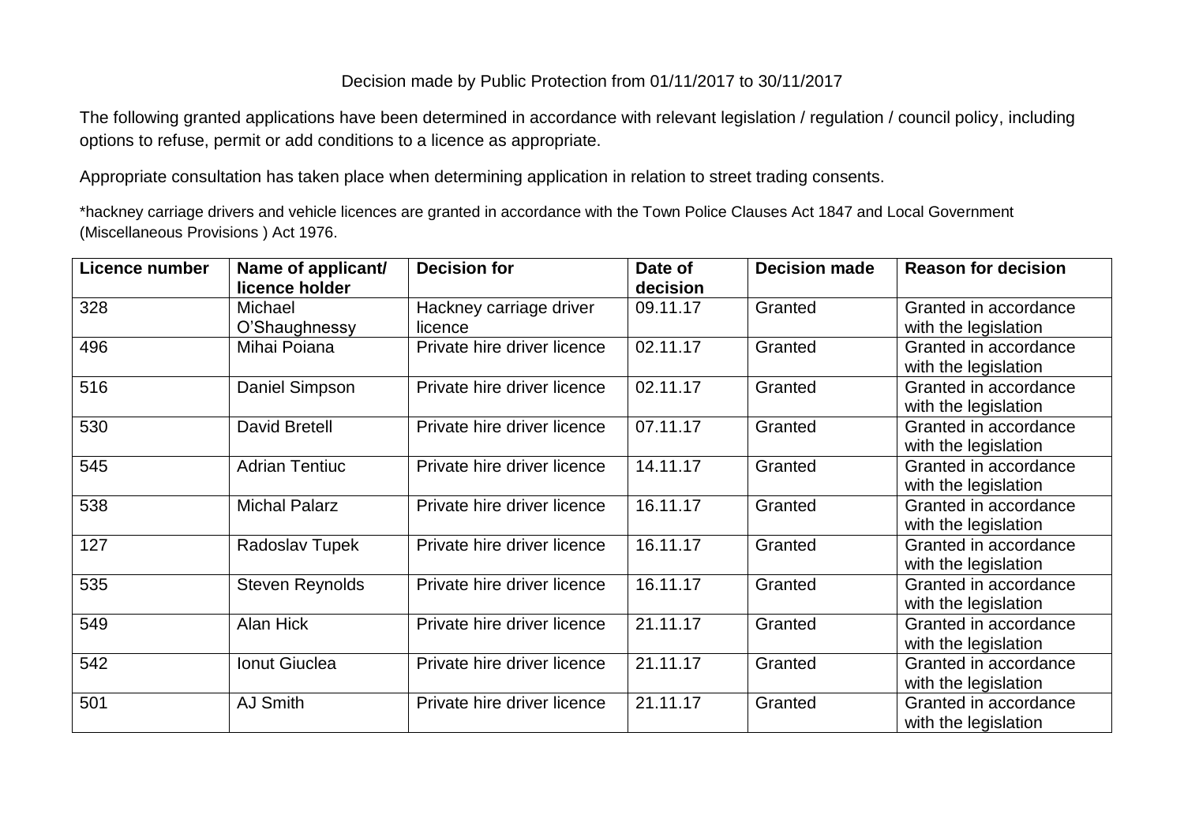Decision made by Public Protection from 01/11/2017 to 30/11/2017

The following granted applications have been determined in accordance with relevant legislation / regulation / council policy, including options to refuse, permit or add conditions to a licence as appropriate.

Appropriate consultation has taken place when determining application in relation to street trading consents.

*hackney carriage drivers and vehicle licences are granted in accordance with the Town Police Clauses Act 1847 and Local Government (Miscellaneous Provisions ) Act 1976.

| Licence number | Name of applicant/ licence holder | Decision for | Date of decision | Decision made | Reason for decision |
|---|---|---|---|---|---|
| 328 | Michael O'Shaughnessy | Hackney carriage driver licence | 09.11.17 | Granted | Granted in accordance with the legislation |
| 496 | Mihai Poiana | Private hire driver licence | 02.11.17 | Granted | Granted in accordance with the legislation |
| 516 | Daniel Simpson | Private hire driver licence | 02.11.17 | Granted | Granted in accordance with the legislation |
| 530 | David Bretell | Private hire driver licence | 07.11.17 | Granted | Granted in accordance with the legislation |
| 545 | Adrian Tentiuc | Private hire driver licence | 14.11.17 | Granted | Granted in accordance with the legislation |
| 538 | Michal Palarz | Private hire driver licence | 16.11.17 | Granted | Granted in accordance with the legislation |
| 127 | Radoslav Tupek | Private hire driver licence | 16.11.17 | Granted | Granted in accordance with the legislation |
| 535 | Steven Reynolds | Private hire driver licence | 16.11.17 | Granted | Granted in accordance with the legislation |
| 549 | Alan Hick | Private hire driver licence | 21.11.17 | Granted | Granted in accordance with the legislation |
| 542 | Ionut Giuclea | Private hire driver licence | 21.11.17 | Granted | Granted in accordance with the legislation |
| 501 | AJ Smith | Private hire driver licence | 21.11.17 | Granted | Granted in accordance with the legislation |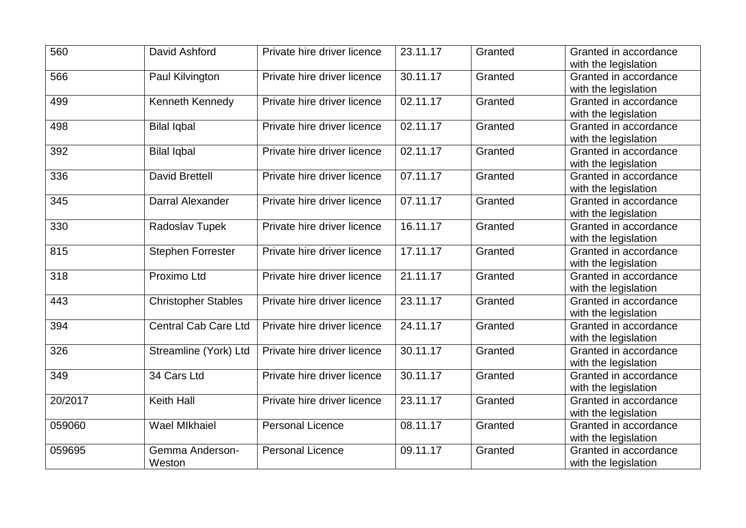| 560 | David Ashford | Private hire driver licence | 23.11.17 | Granted | Granted in accordance with the legislation |
|---|---|---|---|---|---|
| 566 | Paul Kilvington | Private hire driver licence | 30.11.17 | Granted | Granted in accordance with the legislation |
| 499 | Kenneth Kennedy | Private hire driver licence | 02.11.17 | Granted | Granted in accordance with the legislation |
| 498 | Bilal Iqbal | Private hire driver licence | 02.11.17 | Granted | Granted in accordance with the legislation |
| 392 | Bilal Iqbal | Private hire driver licence | 02.11.17 | Granted | Granted in accordance with the legislation |
| 336 | David Brettell | Private hire driver licence | 07.11.17 | Granted | Granted in accordance with the legislation |
| 345 | Darral Alexander | Private hire driver licence | 07.11.17 | Granted | Granted in accordance with the legislation |
| 330 | Radoslav Tupek | Private hire driver licence | 16.11.17 | Granted | Granted in accordance with the legislation |
| 815 | Stephen Forrester | Private hire driver licence | 17.11.17 | Granted | Granted in accordance with the legislation |
| 318 | Proximo Ltd | Private hire driver licence | 21.11.17 | Granted | Granted in accordance with the legislation |
| 443 | Christopher Stables | Private hire driver licence | 23.11.17 | Granted | Granted in accordance with the legislation |
| 394 | Central Cab Care Ltd | Private hire driver licence | 24.11.17 | Granted | Granted in accordance with the legislation |
| 326 | Streamline (York) Ltd | Private hire driver licence | 30.11.17 | Granted | Granted in accordance with the legislation |
| 349 | 34 Cars Ltd | Private hire driver licence | 30.11.17 | Granted | Granted in accordance with the legislation |
| 20/2017 | Keith Hall | Private hire driver licence | 23.11.17 | Granted | Granted in accordance with the legislation |
| 059060 | Wael MIkhaiel | Personal Licence | 08.11.17 | Granted | Granted in accordance with the legislation |
| 059695 | Gemma Anderson-Weston | Personal Licence | 09.11.17 | Granted | Granted in accordance with the legislation |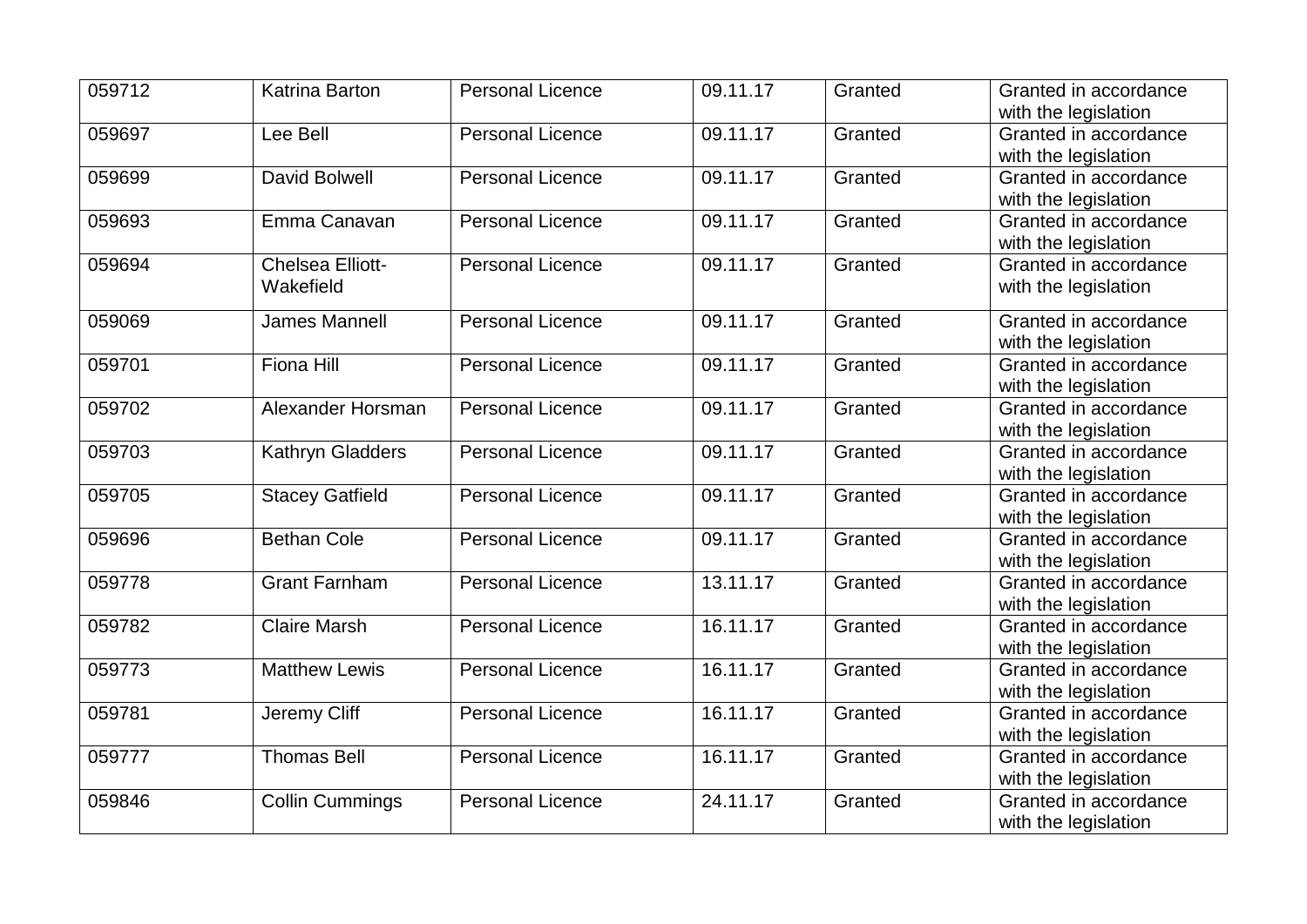| 059712 | Katrina Barton | Personal Licence | 09.11.17 | Granted | Granted in accordance with the legislation |
|---|---|---|---|---|---|
| 059697 | Lee Bell | Personal Licence | 09.11.17 | Granted | Granted in accordance with the legislation |
| 059699 | David Bolwell | Personal Licence | 09.11.17 | Granted | Granted in accordance with the legislation |
| 059693 | Emma Canavan | Personal Licence | 09.11.17 | Granted | Granted in accordance with the legislation |
| 059694 | Chelsea Elliott-Wakefield | Personal Licence | 09.11.17 | Granted | Granted in accordance with the legislation |
| 059069 | James Mannell | Personal Licence | 09.11.17 | Granted | Granted in accordance with the legislation |
| 059701 | Fiona Hill | Personal Licence | 09.11.17 | Granted | Granted in accordance with the legislation |
| 059702 | Alexander Horsman | Personal Licence | 09.11.17 | Granted | Granted in accordance with the legislation |
| 059703 | Kathryn Gladders | Personal Licence | 09.11.17 | Granted | Granted in accordance with the legislation |
| 059705 | Stacey Gatfield | Personal Licence | 09.11.17 | Granted | Granted in accordance with the legislation |
| 059696 | Bethan Cole | Personal Licence | 09.11.17 | Granted | Granted in accordance with the legislation |
| 059778 | Grant Farnham | Personal Licence | 13.11.17 | Granted | Granted in accordance with the legislation |
| 059782 | Claire Marsh | Personal Licence | 16.11.17 | Granted | Granted in accordance with the legislation |
| 059773 | Matthew Lewis | Personal Licence | 16.11.17 | Granted | Granted in accordance with the legislation |
| 059781 | Jeremy Cliff | Personal Licence | 16.11.17 | Granted | Granted in accordance with the legislation |
| 059777 | Thomas Bell | Personal Licence | 16.11.17 | Granted | Granted in accordance with the legislation |
| 059846 | Collin Cummings | Personal Licence | 24.11.17 | Granted | Granted in accordance with the legislation |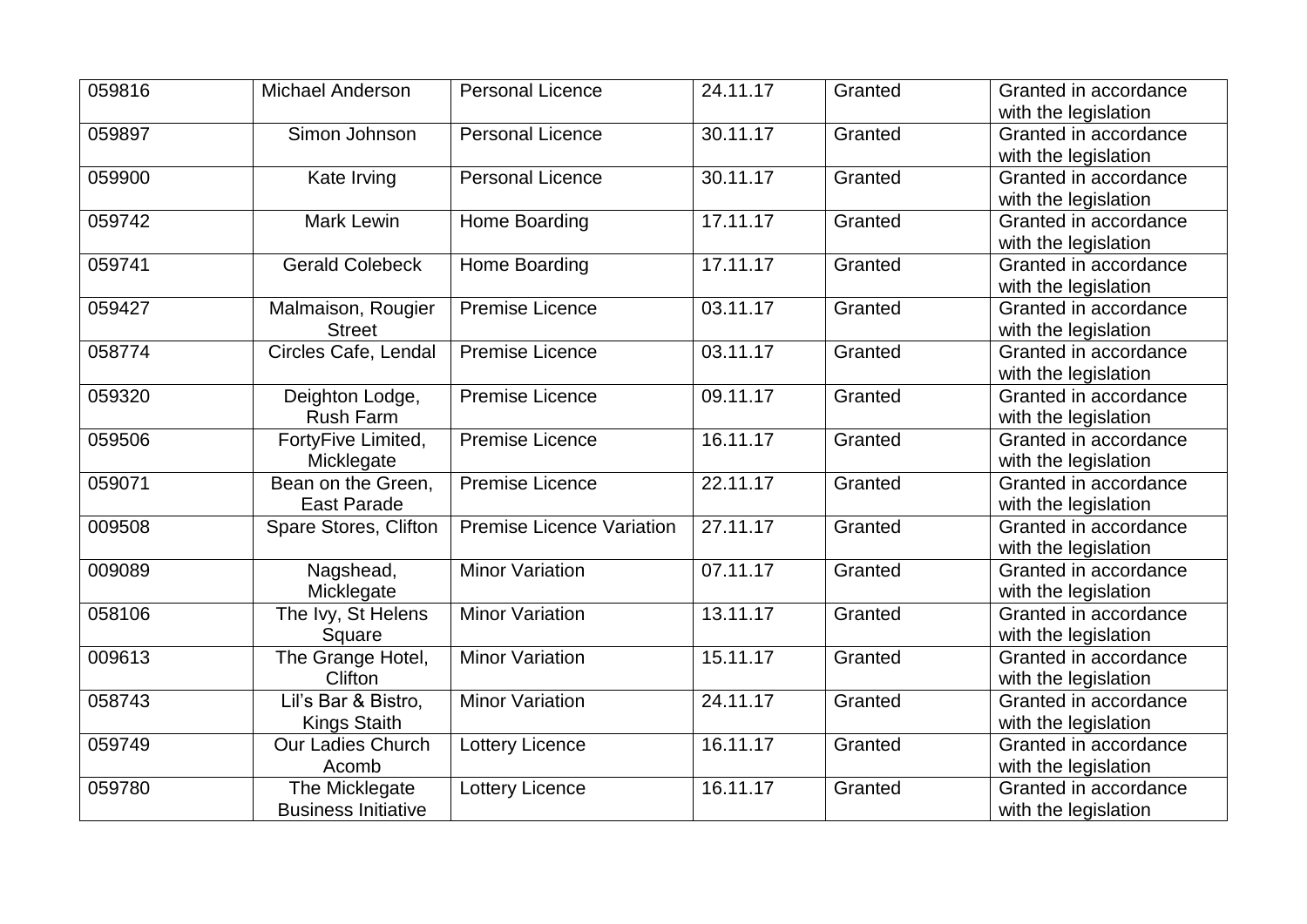| 059816 | Michael Anderson | Personal Licence | 24.11.17 | Granted | Granted in accordance with the legislation |
|---|---|---|---|---|---|
| 059897 | Simon Johnson | Personal Licence | 30.11.17 | Granted | Granted in accordance with the legislation |
| 059900 | Kate Irving | Personal Licence | 30.11.17 | Granted | Granted in accordance with the legislation |
| 059742 | Mark Lewin | Home Boarding | 17.11.17 | Granted | Granted in accordance with the legislation |
| 059741 | Gerald Colebeck | Home Boarding | 17.11.17 | Granted | Granted in accordance with the legislation |
| 059427 | Malmaison, Rougier Street | Premise Licence | 03.11.17 | Granted | Granted in accordance with the legislation |
| 058774 | Circles Cafe, Lendal | Premise Licence | 03.11.17 | Granted | Granted in accordance with the legislation |
| 059320 | Deighton Lodge, Rush Farm | Premise Licence | 09.11.17 | Granted | Granted in accordance with the legislation |
| 059506 | FortyFive Limited, Micklegate | Premise Licence | 16.11.17 | Granted | Granted in accordance with the legislation |
| 059071 | Bean on the Green, East Parade | Premise Licence | 22.11.17 | Granted | Granted in accordance with the legislation |
| 009508 | Spare Stores, Clifton | Premise Licence Variation | 27.11.17 | Granted | Granted in accordance with the legislation |
| 009089 | Nagshead, Micklegate | Minor Variation | 07.11.17 | Granted | Granted in accordance with the legislation |
| 058106 | The Ivy, St Helens Square | Minor Variation | 13.11.17 | Granted | Granted in accordance with the legislation |
| 009613 | The Grange Hotel, Clifton | Minor Variation | 15.11.17 | Granted | Granted in accordance with the legislation |
| 058743 | Lil's Bar & Bistro, Kings Staith | Minor Variation | 24.11.17 | Granted | Granted in accordance with the legislation |
| 059749 | Our Ladies Church Acomb | Lottery Licence | 16.11.17 | Granted | Granted in accordance with the legislation |
| 059780 | The Micklegate Business Initiative | Lottery Licence | 16.11.17 | Granted | Granted in accordance with the legislation |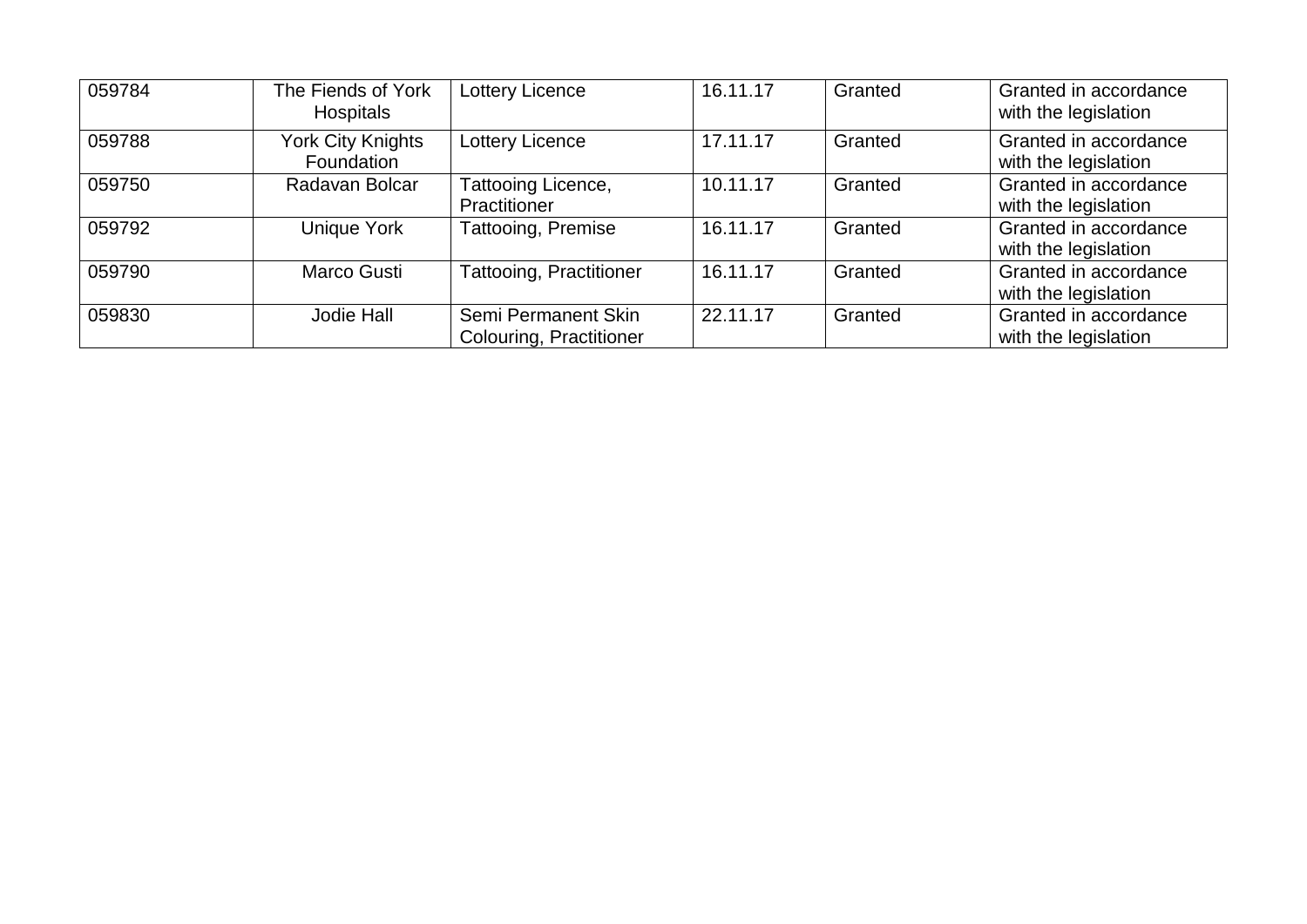| | | | | | |
|---|---|---|---|---|---|
| 059784 | The Fiends of York Hospitals | Lottery Licence | 16.11.17 | Granted | Granted in accordance with the legislation |
| 059788 | York City Knights Foundation | Lottery Licence | 17.11.17 | Granted | Granted in accordance with the legislation |
| 059750 | Radavan Bolcar | Tattooing Licence, Practitioner | 10.11.17 | Granted | Granted in accordance with the legislation |
| 059792 | Unique York | Tattooing, Premise | 16.11.17 | Granted | Granted in accordance with the legislation |
| 059790 | Marco Gusti | Tattooing, Practitioner | 16.11.17 | Granted | Granted in accordance with the legislation |
| 059830 | Jodie Hall | Semi Permanent Skin Colouring, Practitioner | 22.11.17 | Granted | Granted in accordance with the legislation |